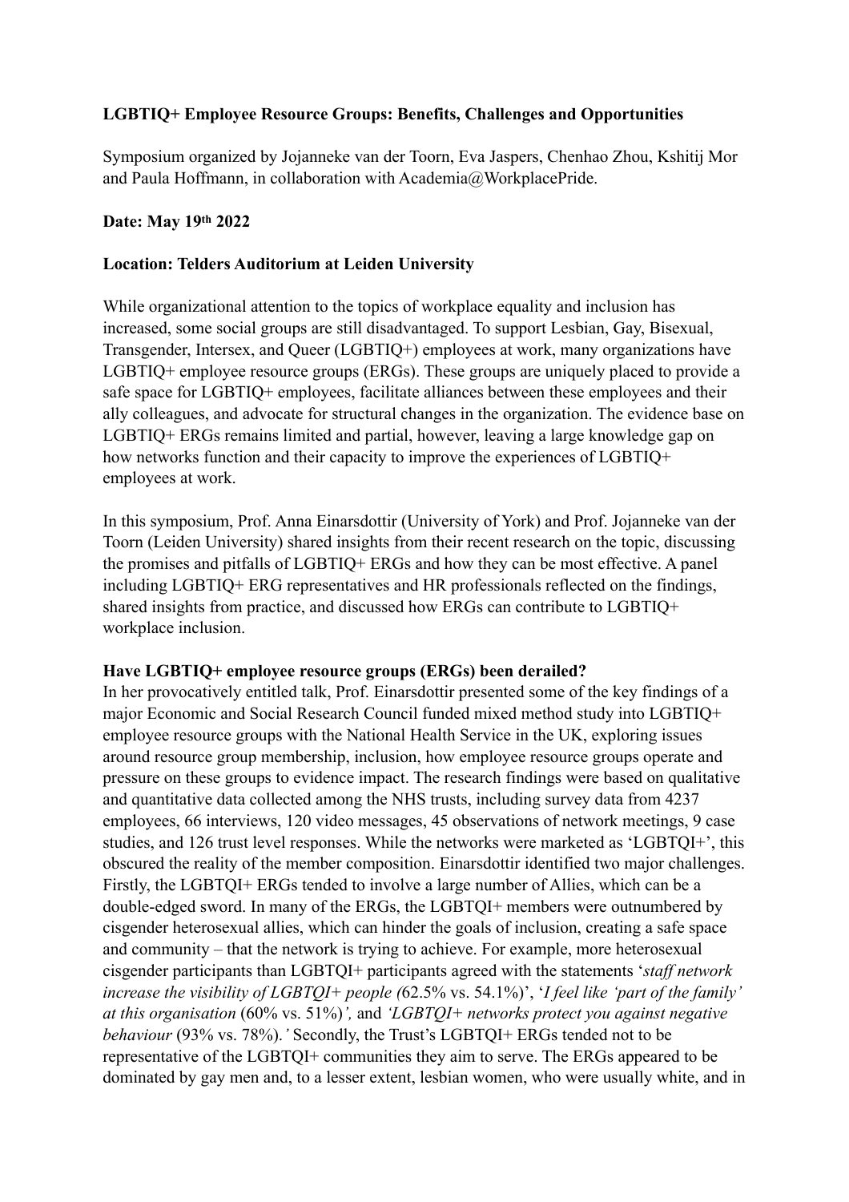**LGBTIQ+ Employee Resource Groups: Benefits, Challenges and Opportunities**

Symposium organized by Jojanneke van der Toorn, Eva Jaspers, Chenhao Zhou, Kshitij Mor and Paula Hoffmann, in collaboration with Academia@WorkplacePride.

**Date: May 19th 2022**

**Location: Telders Auditorium at Leiden University**

While organizational attention to the topics of workplace equality and inclusion has increased, some social groups are still disadvantaged. To support Lesbian, Gay, Bisexual, Transgender, Intersex, and Queer (LGBTIQ+) employees at work, many organizations have LGBTIQ+ employee resource groups (ERGs). These groups are uniquely placed to provide a safe space for LGBTIQ+ employees, facilitate alliances between these employees and their ally colleagues, and advocate for structural changes in the organization. The evidence base on LGBTIQ+ ERGs remains limited and partial, however, leaving a large knowledge gap on how networks function and their capacity to improve the experiences of LGBTIQ+ employees at work.

In this symposium, Prof. Anna Einarsdottir (University of York) and Prof. Jojanneke van der Toorn (Leiden University) shared insights from their recent research on the topic, discussing the promises and pitfalls of LGBTIQ+ ERGs and how they can be most effective. A panel including LGBTIQ+ ERG representatives and HR professionals reflected on the findings, shared insights from practice, and discussed how ERGs can contribute to LGBTIQ+ workplace inclusion.

**Have LGBTIQ+ employee resource groups (ERGs) been derailed?**

In her provocatively entitled talk, Prof. Einarsdottir presented some of the key findings of a major Economic and Social Research Council funded mixed method study into LGBTIQ+ employee resource groups with the National Health Service in the UK, exploring issues around resource group membership, inclusion, how employee resource groups operate and pressure on these groups to evidence impact. The research findings were based on qualitative and quantitative data collected among the NHS trusts, including survey data from 4237 employees, 66 interviews, 120 video messages, 45 observations of network meetings, 9 case studies, and 126 trust level responses. While the networks were marketed as 'LGBTQI+', this obscured the reality of the member composition. Einarsdottir identified two major challenges. Firstly, the LGBTQI+ ERGs tended to involve a large number of Allies, which can be a double-edged sword. In many of the ERGs, the LGBTQI+ members were outnumbered by cisgender heterosexual allies, which can hinder the goals of inclusion, creating a safe space and community – that the network is trying to achieve. For example, more heterosexual cisgender participants than LGBTQI+ participants agreed with the statements '*staff network increase the visibility of LGBTQI+ people (*62.5% vs. 54.1%)', '*I feel like 'part of the family' at this organisation* (60% vs. 51%)*',* and *'LGBTQI+ networks protect you against negative behaviour* (93% vs. 78%).*'* Secondly, the Trust's LGBTQI+ ERGs tended not to be representative of the LGBTQI+ communities they aim to serve. The ERGs appeared to be dominated by gay men and, to a lesser extent, lesbian women, who were usually white, and in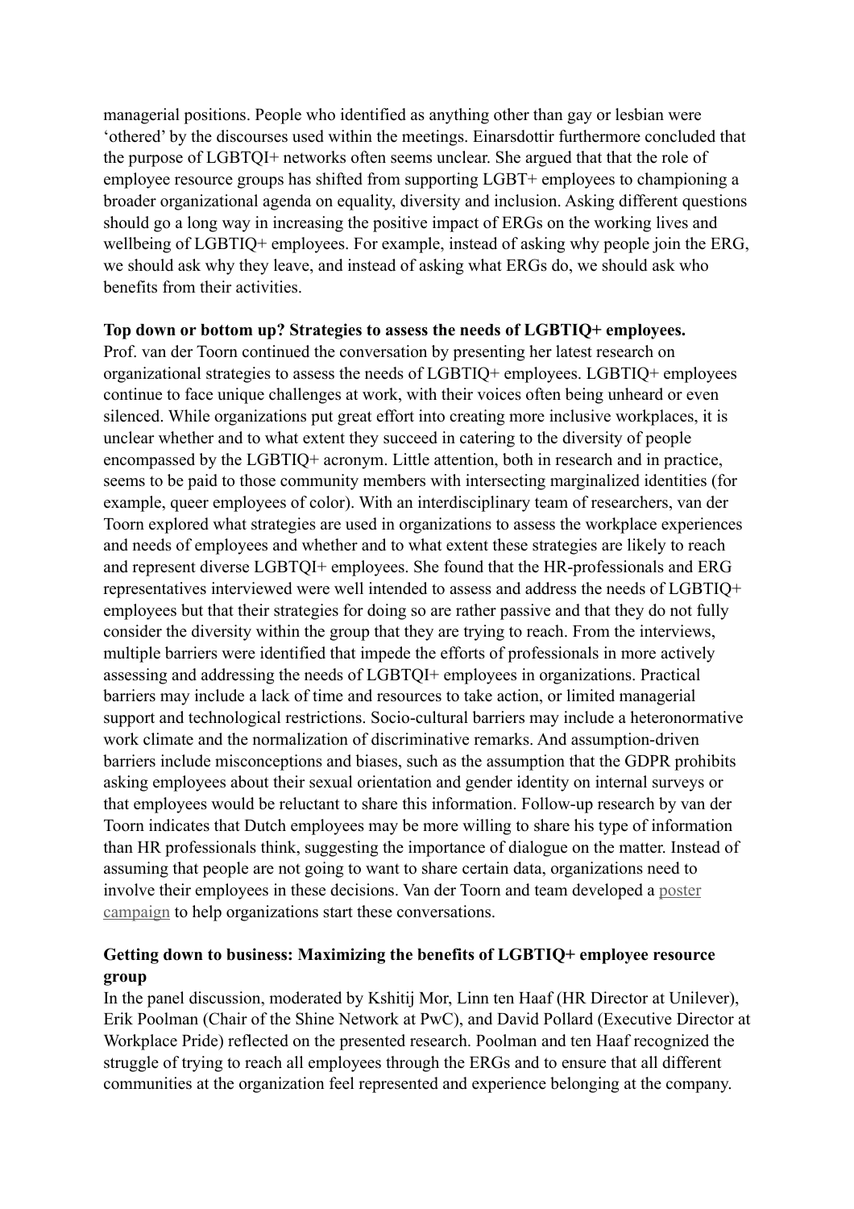managerial positions. People who identified as anything other than gay or lesbian were 'othered' by the discourses used within the meetings. Einarsdottir furthermore concluded that the purpose of LGBTQI+ networks often seems unclear. She argued that that the role of employee resource groups has shifted from supporting LGBT+ employees to championing a broader organizational agenda on equality, diversity and inclusion. Asking different questions should go a long way in increasing the positive impact of ERGs on the working lives and wellbeing of LGBTIQ+ employees. For example, instead of asking why people join the ERG, we should ask why they leave, and instead of asking what ERGs do, we should ask who benefits from their activities.

**Top down or bottom up? Strategies to assess the needs of LGBTIQ+ employees.**

Prof. van der Toorn continued the conversation by presenting her latest research on organizational strategies to assess the needs of LGBTIQ+ employees. LGBTIQ+ employees continue to face unique challenges at work, with their voices often being unheard or even silenced. While organizations put great effort into creating more inclusive workplaces, it is unclear whether and to what extent they succeed in catering to the diversity of people encompassed by the LGBTIQ+ acronym. Little attention, both in research and in practice, seems to be paid to those community members with intersecting marginalized identities (for example, queer employees of color). With an interdisciplinary team of researchers, van der Toorn explored what strategies are used in organizations to assess the workplace experiences and needs of employees and whether and to what extent these strategies are likely to reach and represent diverse LGBTQI+ employees. She found that the HR-professionals and ERG representatives interviewed were well intended to assess and address the needs of LGBTIQ+ employees but that their strategies for doing so are rather passive and that they do not fully consider the diversity within the group that they are trying to reach. From the interviews, multiple barriers were identified that impede the efforts of professionals in more actively assessing and addressing the needs of LGBTQI+ employees in organizations. Practical barriers may include a lack of time and resources to take action, or limited managerial support and technological restrictions. Socio-cultural barriers may include a heteronormative work climate and the normalization of discriminative remarks. And assumption-driven barriers include misconceptions and biases, such as the assumption that the GDPR prohibits asking employees about their sexual orientation and gender identity on internal surveys or that employees would be reluctant to share this information. Follow-up research by van der Toorn indicates that Dutch employees may be more willing to share his type of information than HR professionals think, suggesting the importance of dialogue on the matter. Instead of assuming that people are not going to want to share certain data, organizations need to involve their employees in these decisions. Van der Toorn and team developed a poster campaign to help organizations start these conversations.

**Getting down to business: Maximizing the benefits of LGBTIQ+ employee resource group**

In the panel discussion, moderated by Kshitij Mor, Linn ten Haaf (HR Director at Unilever), Erik Poolman (Chair of the Shine Network at PwC), and David Pollard (Executive Director at Workplace Pride) reflected on the presented research. Poolman and ten Haaf recognized the struggle of trying to reach all employees through the ERGs and to ensure that all different communities at the organization feel represented and experience belonging at the company.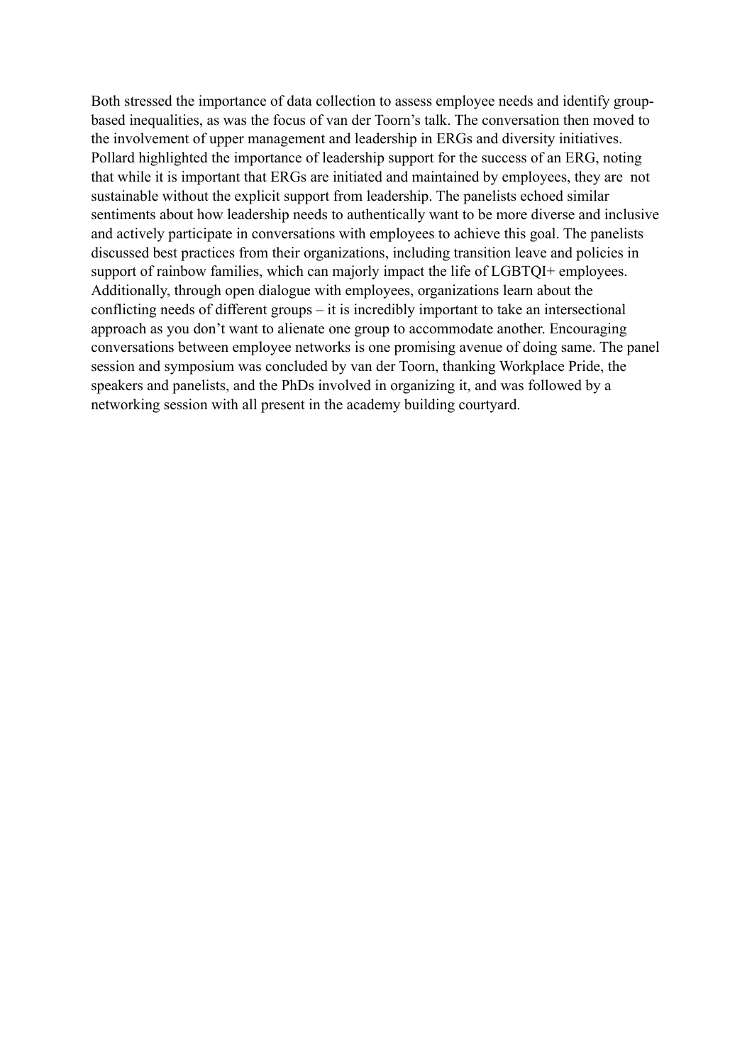Both stressed the importance of data collection to assess employee needs and identify group-based inequalities, as was the focus of van der Toorn's talk. The conversation then moved to the involvement of upper management and leadership in ERGs and diversity initiatives. Pollard highlighted the importance of leadership support for the success of an ERG, noting that while it is important that ERGs are initiated and maintained by employees, they are not sustainable without the explicit support from leadership. The panelists echoed similar sentiments about how leadership needs to authentically want to be more diverse and inclusive and actively participate in conversations with employees to achieve this goal. The panelists discussed best practices from their organizations, including transition leave and policies in support of rainbow families, which can majorly impact the life of LGBTQI+ employees. Additionally, through open dialogue with employees, organizations learn about the conflicting needs of different groups – it is incredibly important to take an intersectional approach as you don't want to alienate one group to accommodate another. Encouraging conversations between employee networks is one promising avenue of doing same. The panel session and symposium was concluded by van der Toorn, thanking Workplace Pride, the speakers and panelists, and the PhDs involved in organizing it, and was followed by a networking session with all present in the academy building courtyard.